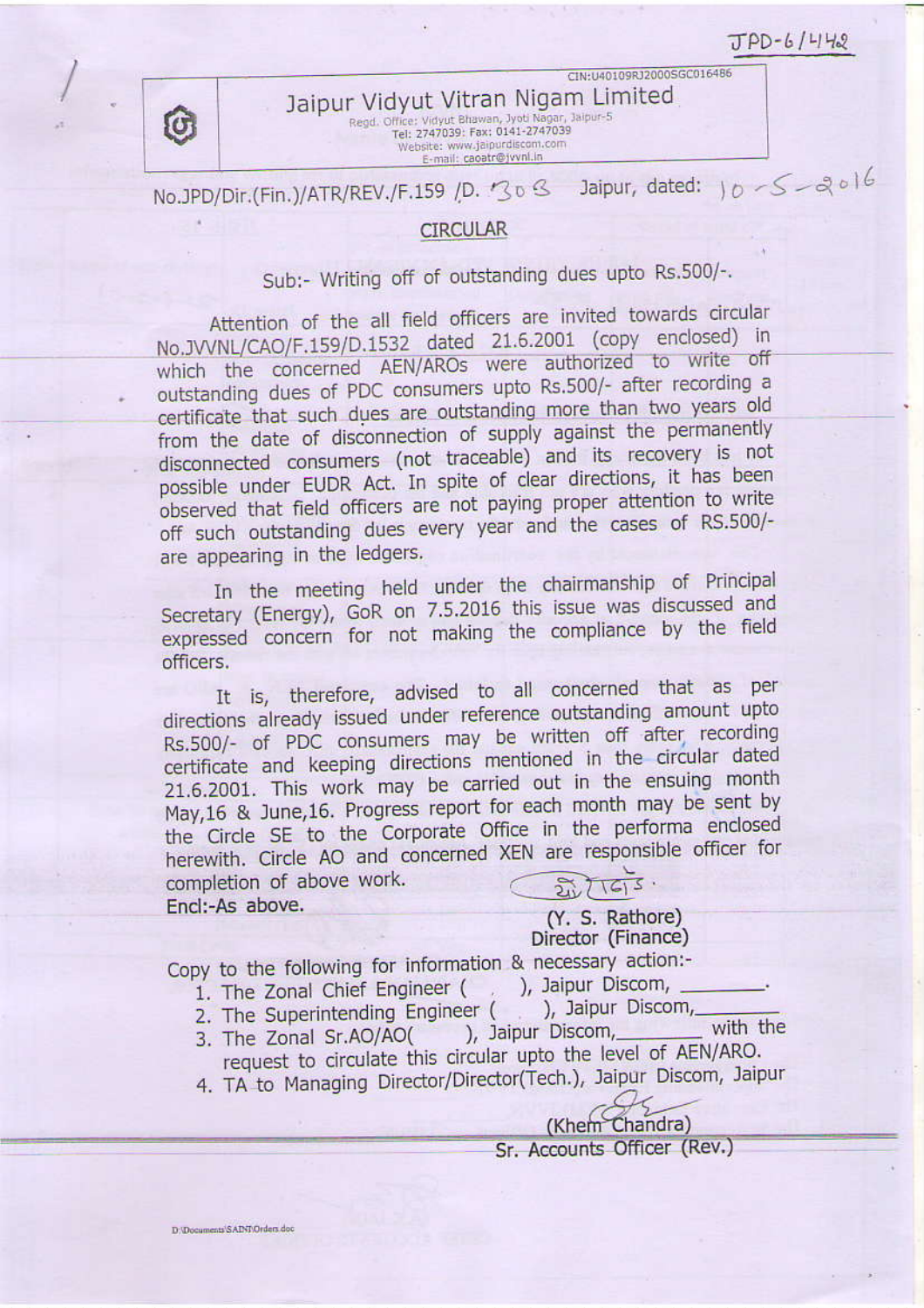JPD-6/442

CIN:U40109RJ2000SGC016486

**Jaipur Vidyut Vitran Nigam Limited**
Regd. Office: Vidyut Bhawan, Jyoti Nagar, Jaipur-5
Tel: 2747039: Fax: 0141-2747039
Website: www.jaipurdiscom.com
E-mail: caoatr@jvvnl.in

No.JPD/Dir.(Fin.)/ATR/REV./F.159 /D. 308 Jaipur, dated: 10-5-2016

## CIRCULAR

Sub:- Writing off of outstanding dues upto Rs.500/-.

Attention of the all field officers are invited towards circular No.JVVNL/CAO/F.159/D.1532 dated 21.6.2001 (copy enclosed) in which the concerned AEN/AROs were authorized to write off outstanding dues of PDC consumers upto Rs.500/- after recording a certificate that such dues are outstanding more than two years old from the date of disconnection of supply against the permanently disconnected consumers (not traceable) and its recovery is not possible under EUDR Act. In spite of clear directions, it has been observed that field officers are not paying proper attention to write off such outstanding dues every year and the cases of RS.500/- are appearing in the ledgers.

In the meeting held under the chairmanship of Principal Secretary (Energy), GoR on 7.5.2016 this issue was discussed and expressed concern for not making the compliance by the field officers.

It is, therefore, advised to all concerned that as per directions already issued under reference outstanding amount upto Rs.500/- of PDC consumers may be written off after recording certificate and keeping directions mentioned in the circular dated 21.6.2001. This work may be carried out in the ensuing month May,16 & June,16. Progress report for each month may be sent by the Circle SE to the Corporate Office in the performa enclosed herewith. Circle AO and concerned XEN are responsible officer for completion of above work.

Encl:-As above.

(Y. S. Rathore)
Director (Finance)

Copy to the following for information & necessary action:-

1. The Zonal Chief Engineer ( ), Jaipur Discom, \_\_\_\_\_\_\_.
2. The Superintending Engineer ( ), Jaipur Discom, \_\_\_\_\_\_\_
3. The Zonal Sr.AO/AO( ), Jaipur Discom, \_\_\_\_\_\_\_ with the request to circulate this circular upto the level of AEN/ARO.
4. TA to Managing Director/Director(Tech.), Jaipur Discom, Jaipur

(Khem Chandra)
Sr. Accounts Officer (Rev.)

D:\Documents\SAINI\Orders.doc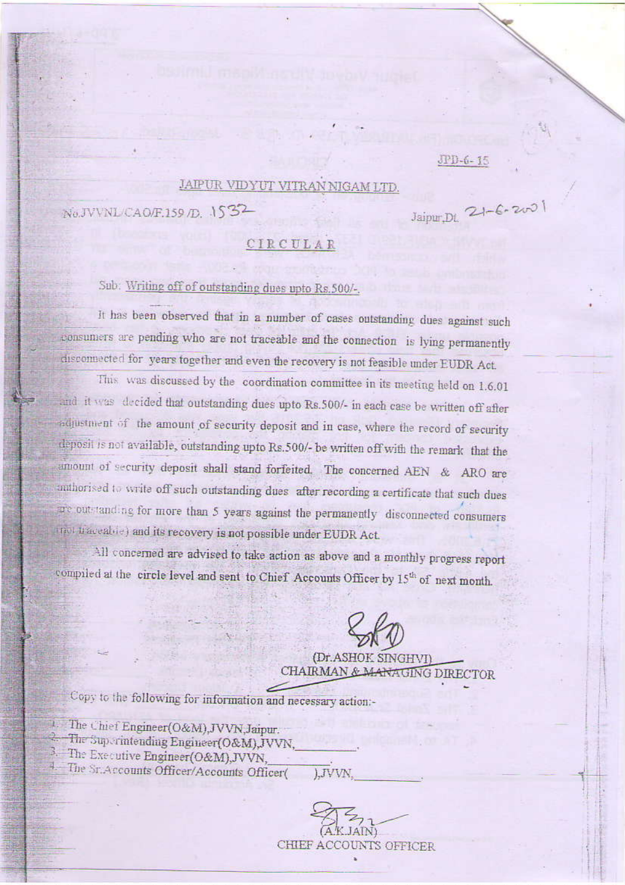JPD-6-15

JAIPUR VIDYUT VITRAN NIGAM LTD.

No.JVVNL/CAO/F.159 /D. 1532 Jaipur,Dt. 21-6-2001

# CIRCULAR

Sub: Writing off of outstanding dues upto Rs.500/-.

It has been observed that in a number of cases outstanding dues against such consumers are pending who are not traceable and the connection is lying permanently disconnected for years together and even the recovery is not feasible under EUDR Act.

This was discussed by the coordination committee in its meeting held on 1.6.01 and it was decided that outstanding dues upto Rs.500/- in each case be written off after adjustment of the amount of security deposit and in case, where the record of security deposit is not available, outstanding upto Rs.500/- be written off with the remark that the amount of security deposit shall stand forfeited. The concerned AEN & ARO are authorised to write off such outstanding dues after recording a certificate that such dues are outstanding for more than 5 years against the permanently disconnected consumers (not traceable) and its recovery is not possible under EUDR Act.

All concerned are advised to take action as above and a monthly progress report compiled at the circle level and sent to Chief Accounts Officer by 15th of next month.

(Dr.ASHOK SINGHVI)
CHAIRMAN & MANAGING DIRECTOR

Copy to the following for information and necessary action:-

1. The Chief Engineer(O&M),JVVN,Jaipur.
2. The Superintending Engineer(O&M),JVVN,\_\_\_\_\_\_\_\_\_\_.
3. The Executive Engineer(O&M),JVVN,\_\_\_\_\_\_\_\_\_\_.
4. The Sr.Accounts Officer/Accounts Officer(      ),JVVN,\_\_\_\_\_\_\_\_\_\_.

(A.K.JAIN)
CHIEF ACCOUNTS OFFICER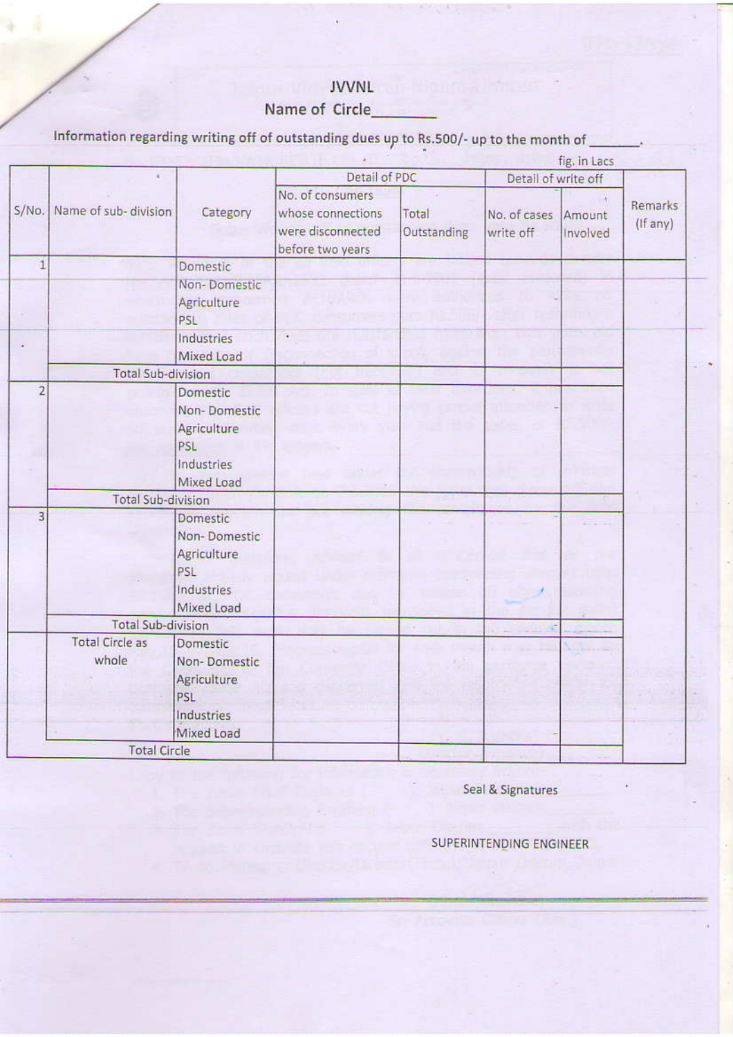**JVVNL**

**Name of Circle________**

**Information regarding writing off of outstanding dues up to Rs.500/- up to the month of ______.**

fig. in Lacs

| S/No. | Name of sub- division | Category | Detail of PDC | | Detail of write off | | Remarks (If any) |
|---|---|---|---|---|---|---|---|
| | | | No. of consumers whose connections were disconnected before two years | Total Outstanding | No. of cases write off | Amount Involved | |
| 1 | | Domestic | | | | | |
| | | Non- Domestic | | | | | |
| | | Agriculture | | | | | |
| | | PSL | | | | | |
| | | Industries | | | | | |
| | | Mixed Load | | | | | |
| | Total Sub-division | | | | | | |
| 2 | | Domestic | | | | | |
| | | Non- Domestic | | | | | |
| | | Agriculture | | | | | |
| | | PSL | | | | | |
| | | Industries | | | | | |
| | | Mixed Load | | | | | |
| | Total Sub-division | | | | | | |
| 3 | | Domestic | | | | | |
| | | Non- Domestic | | | | | |
| | | Agriculture | | | | | |
| | | PSL | | | | | |
| | | Industries | | | | | |
| | | Mixed Load | | | | | |
| | Total Sub-division | | | | | | |
| | Total Circle as whole | Domestic | | | | | |
| | | Non- Domestic | | | | | |
| | | Agriculture | | | | | |
| | | PSL | | | | | |
| | | Industries | | | | | |
| | | Mixed Load | | | | | |
| | Total Circle | | | | | | |

Seal & Signatures

SUPERINTENDING ENGINEER